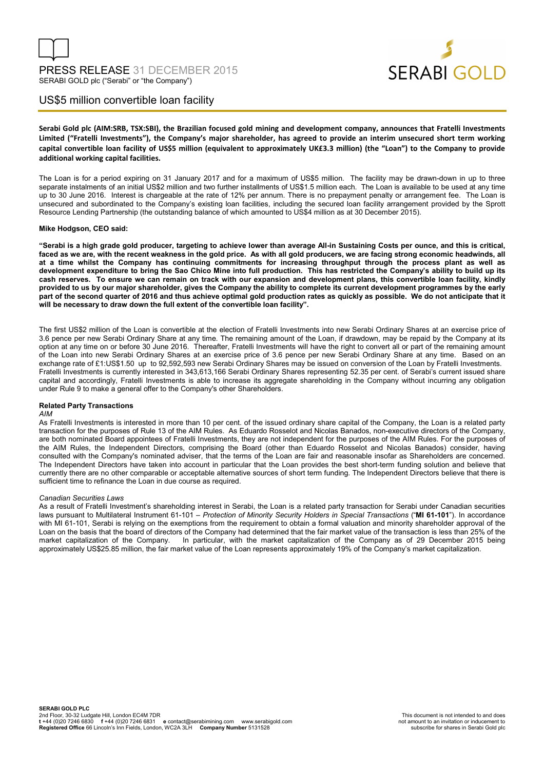PRESS RELEASE 31 DECEMBER 2015

SERABI GOLD plc ("Serabi" or "the Company")

# US$5 million convertible loan facility

**Serabi Gold plc (AIM:SRB, TSX:SBI), the Brazilian focused gold mining and development company, announces that Fratelli Investments Limited ("Fratelli Investments"), the Company's major shareholder, has agreed to provide an interim unsecured short term working capital convertible loan facility of US$5 million (equivalent to approximately UK£3.3 million) (the "Loan") to the Company to provide additional working capital facilities.**

The Loan is for a period expiring on 31 January 2017 and for a maximum of US$5 million. The facility may be drawn-down in up to three separate instalments of an initial US$2 million and two further installments of US$1.5 million each. The Loan is available to be used at any time up to 30 June 2016. Interest is chargeable at the rate of 12% per annum. There is no prepayment penalty or arrangement fee. The Loan is unsecured and subordinated to the Company's existing loan facilities, including the secured loan facility arrangement provided by the Sprott Resource Lending Partnership (the outstanding balance of which amounted to US$4 million as at 30 December 2015).

**Mike Hodgson, CEO said:**

**"Serabi is a high grade gold producer, targeting to achieve lower than average All-in Sustaining Costs per ounce, and this is critical, faced as we are, with the recent weakness in the gold price. As with all gold producers, we are facing strong economic headwinds, all at a time whilst the Company has continuing commitments for increasing throughput through the process plant as well as development expenditure to bring the Sao Chico Mine into full production. This has restricted the Company's ability to build up its cash reserves. To ensure we can remain on track with our expansion and development plans, this convertible loan facility, kindly provided to us by our major shareholder, gives the Company the ability to complete its current development programmes by the early part of the second quarter of 2016 and thus achieve optimal gold production rates as quickly as possible. We do not anticipate that it will be necessary to draw down the full extent of the convertible loan facility".**

The first US$2 million of the Loan is convertible at the election of Fratelli Investments into new Serabi Ordinary Shares at an exercise price of 3.6 pence per new Serabi Ordinary Share at any time. The remaining amount of the Loan, if drawdown, may be repaid by the Company at its option at any time on or before 30 June 2016. Thereafter, Fratelli Investments will have the right to convert all or part of the remaining amount of the Loan into new Serabi Ordinary Shares at an exercise price of 3.6 pence per new Serabi Ordinary Share at any time. Based on an exchange rate of £1:US$1.50 up to 92,592,593 new Serabi Ordinary Shares may be issued on conversion of the Loan by Fratelli Investments. Fratelli Investments is currently interested in 343,613,166 Serabi Ordinary Shares representing 52.35 per cent. of Serabi's current issued share capital and accordingly, Fratelli Investments is able to increase its aggregate shareholding in the Company without incurring any obligation under Rule 9 to make a general offer to the Company's other Shareholders.

**Related Party Transactions**

*AIM*

As Fratelli Investments is interested in more than 10 per cent. of the issued ordinary share capital of the Company, the Loan is a related party transaction for the purposes of Rule 13 of the AIM Rules. As Eduardo Rosselot and Nicolas Banados, non-executive directors of the Company, are both nominated Board appointees of Fratelli Investments, they are not independent for the purposes of the AIM Rules. For the purposes of the AIM Rules, the Independent Directors, comprising the Board (other than Eduardo Rosselot and Nicolas Banados) consider, having consulted with the Company's nominated adviser, that the terms of the Loan are fair and reasonable insofar as Shareholders are concerned. The Independent Directors have taken into account in particular that the Loan provides the best short-term funding solution and believe that currently there are no other comparable or acceptable alternative sources of short term funding. The Independent Directors believe that there is sufficient time to refinance the Loan in due course as required.

*Canadian Securities Laws*

As a result of Fratelli Investment's shareholding interest in Serabi, the Loan is a related party transaction for Serabi under Canadian securities laws pursuant to Multilateral Instrument 61-101 – *Protection of Minority Security Holders in Special Transactions* ("**MI 61-101**"). In accordance with MI 61-101, Serabi is relying on the exemptions from the requirement to obtain a formal valuation and minority shareholder approval of the Loan on the basis that the board of directors of the Company had determined that the fair market value of the transaction is less than 25% of the market capitalization of the Company. In particular, with the market capitalization of the Company as of 29 December 2015 being approximately US$25.85 million, the fair market value of the Loan represents approximately 19% of the Company's market capitalization.

**SERABI GOLD PLC**
2nd Floor, 30-32 Ludgate Hill, London EC4M 7DR
**t** +44 (0)20 7246 6830 **f** +44 (0)20 7246 6831 **e** contact@serabimining.com www.serabigold.com
**Registered Office** 66 Lincoln's Inn Fields, London, WC2A 3LH **Company Number** 5131528

This document is not intended to and does not amount to an invitation or inducement to subscribe for shares in Serabi Gold plc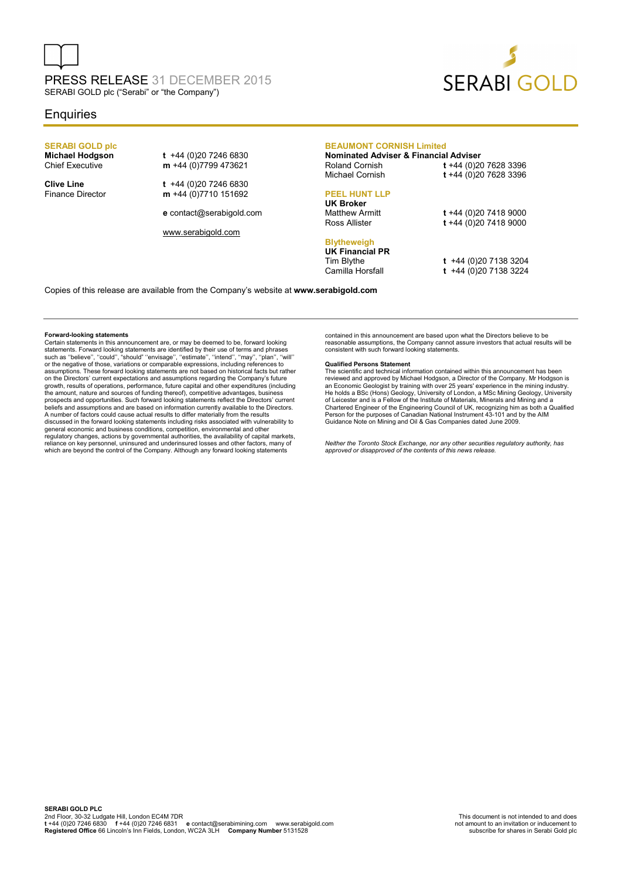# PRESS RELEASE 31 DECEMBER 2015

SERABI GOLD plc ("Serabi" or "the Company")

## Enquiries

**SERABI GOLD plc**

**Michael Hodgson** — **t** +44 (0)20 7246 6830
Chief Executive — **m** +44 (0)7799 473621

**Clive Line** — **t** +44 (0)20 7246 6830
Finance Director — **m** +44 (0)7710 151692

**e** contact@serabigold.com

www.serabigold.com

**BEAUMONT CORNISH Limited**

**Nominated Adviser & Financial Adviser**

Roland Cornish — **t** +44 (0)20 7628 3396
Michael Cornish — **t** +44 (0)20 7628 3396

**PEEL HUNT LLP**

**UK Broker**

Matthew Armitt — **t** +44 (0)20 7418 9000
Ross Allister — **t** +44 (0)20 7418 9000

**Blytheweigh**

**UK Financial PR**

Tim Blythe — **t** +44 (0)20 7138 3204
Camilla Horsfall — **t** +44 (0)20 7138 3224

Copies of this release are available from the Company's website at **www.serabigold.com**

---

**Forward-looking statements**

Certain statements in this announcement are, or may be deemed to be, forward looking statements. Forward looking statements are identified by their use of terms and phrases such as ''believe'', ''could'', "should" ''envisage'', ''estimate'', ''intend'', ''may'', ''plan'', ''will'' or the negative of those, variations or comparable expressions, including references to assumptions. These forward looking statements are not based on historical facts but rather on the Directors' current expectations and assumptions regarding the Company's future growth, results of operations, performance, future capital and other expenditures (including the amount, nature and sources of funding thereof), competitive advantages, business prospects and opportunities. Such forward looking statements reflect the Directors' current beliefs and assumptions and are based on information currently available to the Directors. A number of factors could cause actual results to differ materially from the results discussed in the forward looking statements including risks associated with vulnerability to general economic and business conditions, competition, environmental and other regulatory changes, actions by governmental authorities, the availability of capital markets, reliance on key personnel, uninsured and underinsured losses and other factors, many of which are beyond the control of the Company. Although any forward looking statements contained in this announcement are based upon what the Directors believe to be reasonable assumptions, the Company cannot assure investors that actual results will be consistent with such forward looking statements.

**Qualified Persons Statement**

The scientific and technical information contained within this announcement has been reviewed and approved by Michael Hodgson, a Director of the Company. Mr Hodgson is an Economic Geologist by training with over 25 years' experience in the mining industry. He holds a BSc (Hons) Geology, University of London, a MSc Mining Geology, University of Leicester and is a Fellow of the Institute of Materials, Minerals and Mining and a Chartered Engineer of the Engineering Council of UK, recognizing him as both a Qualified Person for the purposes of Canadian National Instrument 43-101 and by the AIM Guidance Note on Mining and Oil & Gas Companies dated June 2009.

*Neither the Toronto Stock Exchange, nor any other securities regulatory authority, has approved or disapproved of the contents of this news release.*